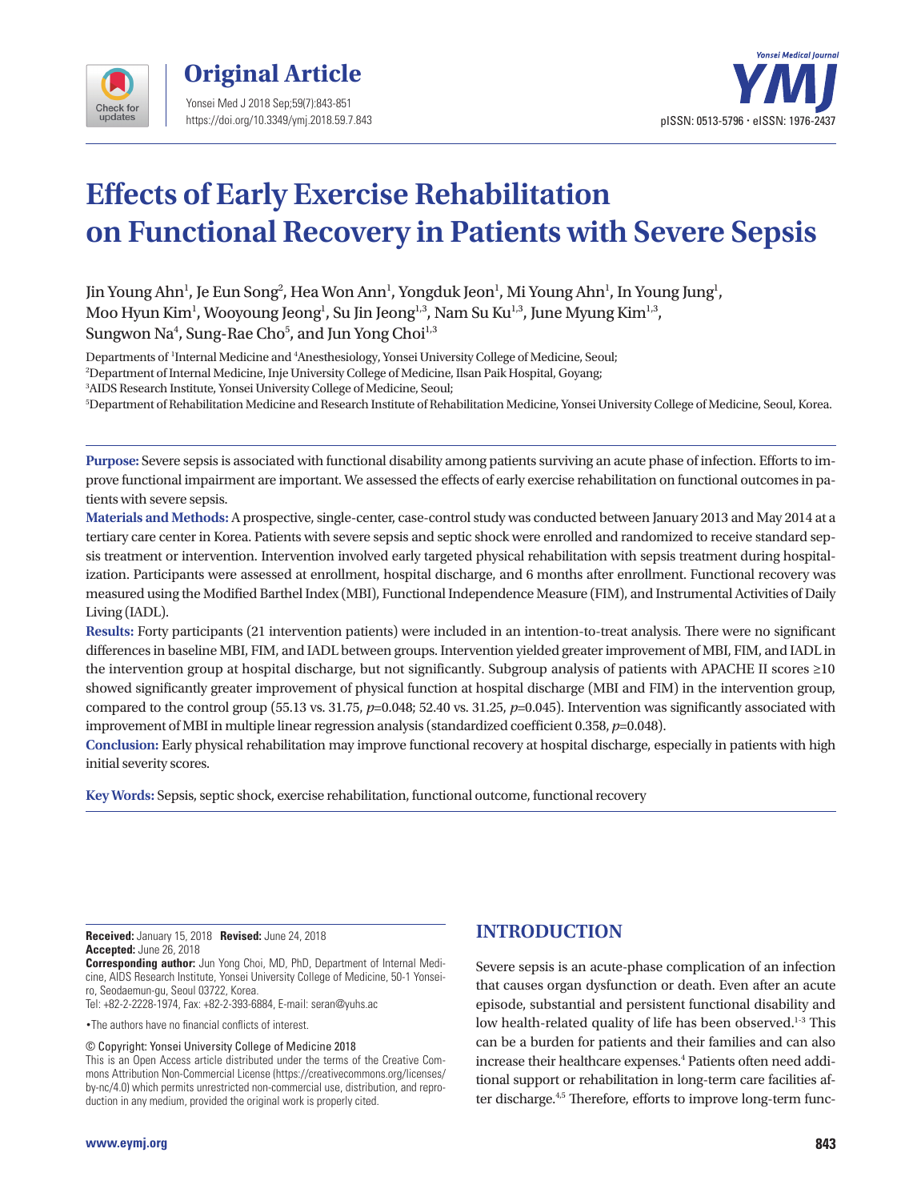Original Article

# Effects of Early Exercise Rehabilitation on Functional Recovery in Patients with Severe Sepsis

Jin Young Ahn[1], Je Eun Song[2], Hea Won Ann[1], Yongduk Jeon[1], Mi Young Ahn[1], In Young Jung[1], Moo Hyun Kim[1], Wooyoung Jeong[1], Su Jin Jeong[1,3], Nam Su Ku[1,3], June Myung Kim[1,3], Sungwon Na[4], Sung-Rae Cho[5], and Jun Yong Choi[1,3]

Departments of [1]Internal Medicine and [4]Anesthesiology, Yonsei University College of Medicine, Seoul;
[2]Department of Internal Medicine, Inje University College of Medicine, Ilsan Paik Hospital, Goyang;
[3]AIDS Research Institute, Yonsei University College of Medicine, Seoul;
[5]Department of Rehabilitation Medicine and Research Institute of Rehabilitation Medicine, Yonsei University College of Medicine, Seoul, Korea.

**Purpose:** Severe sepsis is associated with functional disability among patients surviving an acute phase of infection. Efforts to improve functional impairment are important. We assessed the effects of early exercise rehabilitation on functional outcomes in patients with severe sepsis.

**Materials and Methods:** A prospective, single-center, case-control study was conducted between January 2013 and May 2014 at a tertiary care center in Korea. Patients with severe sepsis and septic shock were enrolled and randomized to receive standard sepsis treatment or intervention. Intervention involved early targeted physical rehabilitation with sepsis treatment during hospitalization. Participants were assessed at enrollment, hospital discharge, and 6 months after enrollment. Functional recovery was measured using the Modified Barthel Index (MBI), Functional Independence Measure (FIM), and Instrumental Activities of Daily Living (IADL).

**Results:** Forty participants (21 intervention patients) were included in an intention-to-treat analysis. There were no significant differences in baseline MBI, FIM, and IADL between groups. Intervention yielded greater improvement of MBI, FIM, and IADL in the intervention group at hospital discharge, but not significantly. Subgroup analysis of patients with APACHE II scores ≥10 showed significantly greater improvement of physical function at hospital discharge (MBI and FIM) in the intervention group, compared to the control group (55.13 vs. 31.75, $p$=0.048; 52.40 vs. 31.25, $p$=0.045). Intervention was significantly associated with improvement of MBI in multiple linear regression analysis (standardized coefficient 0.358, $p$=0.048).

**Conclusion:** Early physical rehabilitation may improve functional recovery at hospital discharge, especially in patients with high initial severity scores.

**Key Words:** Sepsis, septic shock, exercise rehabilitation, functional outcome, functional recovery

**Received:** January 15, 2018 **Revised:** June 24, 2018
**Accepted:** June 26, 2018
**Corresponding author:** Jun Yong Choi, MD, PhD, Department of Internal Medicine, AIDS Research Institute, Yonsei University College of Medicine, 50-1 Yonsei-ro, Seodaemun-gu, Seoul 03722, Korea.
Tel: +82-2-2228-1974, Fax: +82-2-393-6884, E-mail: seran@yuhs.ac

•The authors have no financial conflicts of interest.

© Copyright: Yonsei University College of Medicine 2018
This is an Open Access article distributed under the terms of the Creative Commons Attribution Non-Commercial License (https://creativecommons.org/licenses/by-nc/4.0) which permits unrestricted non-commercial use, distribution, and reproduction in any medium, provided the original work is properly cited.

## INTRODUCTION

Severe sepsis is an acute-phase complication of an infection that causes organ dysfunction or death. Even after an acute episode, substantial and persistent functional disability and low health-related quality of life has been observed.[1-3] This can be a burden for patients and their families and can also increase their healthcare expenses.[4] Patients often need additional support or rehabilitation in long-term care facilities after discharge.[4,5] Therefore, efforts to improve long-term func-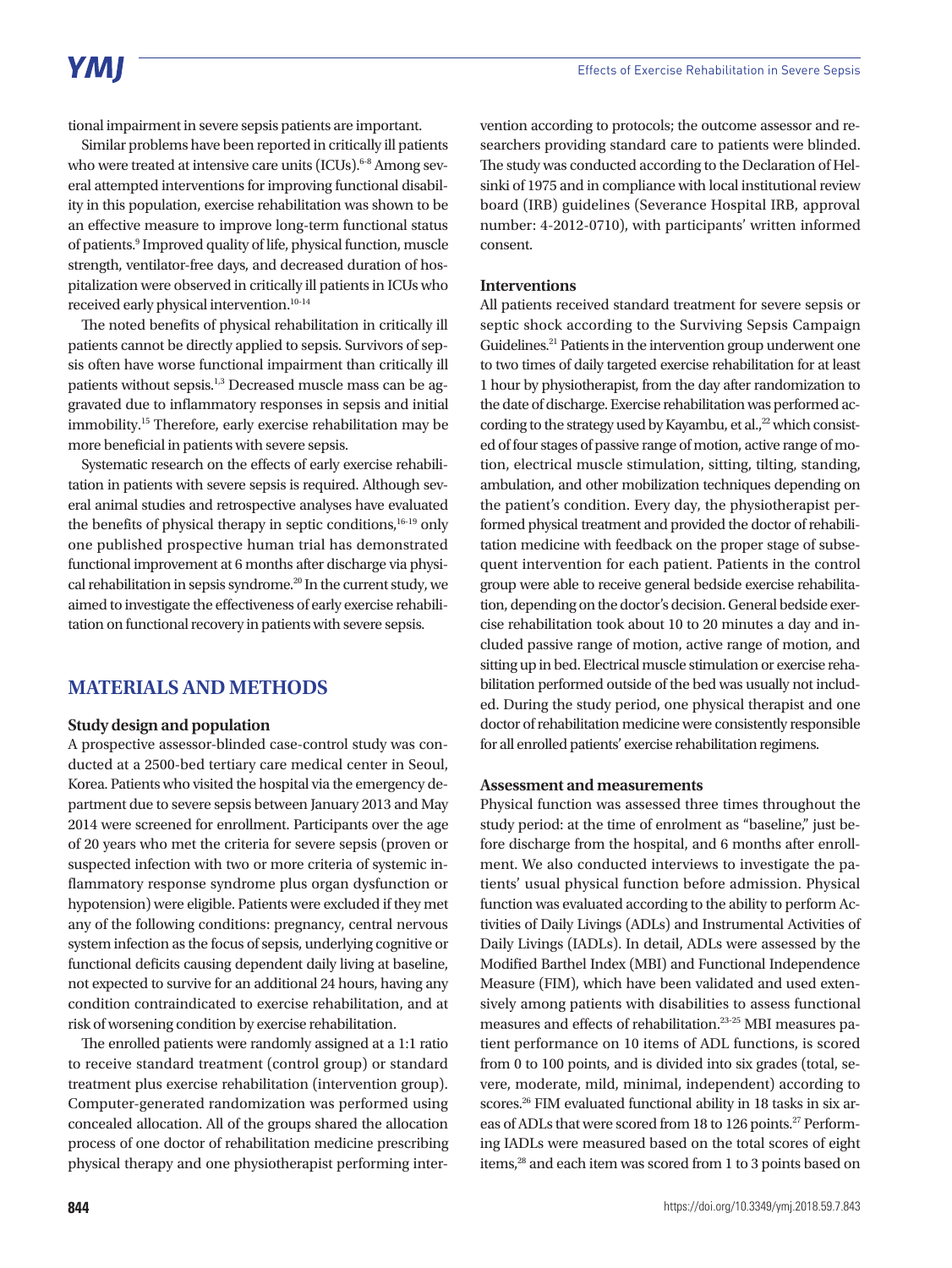tional impairment in severe sepsis patients are important.

Similar problems have been reported in critically ill patients who were treated at intensive care units (ICUs).[6-8] Among several attempted interventions for improving functional disability in this population, exercise rehabilitation was shown to be an effective measure to improve long-term functional status of patients.[9] Improved quality of life, physical function, muscle strength, ventilator-free days, and decreased duration of hospitalization were observed in critically ill patients in ICUs who received early physical intervention.[10-14]

The noted benefits of physical rehabilitation in critically ill patients cannot be directly applied to sepsis. Survivors of sepsis often have worse functional impairment than critically ill patients without sepsis.[1,3] Decreased muscle mass can be aggravated due to inflammatory responses in sepsis and initial immobility.[15] Therefore, early exercise rehabilitation may be more beneficial in patients with severe sepsis.

Systematic research on the effects of early exercise rehabilitation in patients with severe sepsis is required. Although several animal studies and retrospective analyses have evaluated the benefits of physical therapy in septic conditions,[16-19] only one published prospective human trial has demonstrated functional improvement at 6 months after discharge via physical rehabilitation in sepsis syndrome.[20] In the current study, we aimed to investigate the effectiveness of early exercise rehabilitation on functional recovery in patients with severe sepsis.

## MATERIALS AND METHODS

### Study design and population

A prospective assessor-blinded case-control study was conducted at a 2500-bed tertiary care medical center in Seoul, Korea. Patients who visited the hospital via the emergency department due to severe sepsis between January 2013 and May 2014 were screened for enrollment. Participants over the age of 20 years who met the criteria for severe sepsis (proven or suspected infection with two or more criteria of systemic inflammatory response syndrome plus organ dysfunction or hypotension) were eligible. Patients were excluded if they met any of the following conditions: pregnancy, central nervous system infection as the focus of sepsis, underlying cognitive or functional deficits causing dependent daily living at baseline, not expected to survive for an additional 24 hours, having any condition contraindicated to exercise rehabilitation, and at risk of worsening condition by exercise rehabilitation.

The enrolled patients were randomly assigned at a 1:1 ratio to receive standard treatment (control group) or standard treatment plus exercise rehabilitation (intervention group). Computer-generated randomization was performed using concealed allocation. All of the groups shared the allocation process of one doctor of rehabilitation medicine prescribing physical therapy and one physiotherapist performing intervention according to protocols; the outcome assessor and researchers providing standard care to patients were blinded. The study was conducted according to the Declaration of Helsinki of 1975 and in compliance with local institutional review board (IRB) guidelines (Severance Hospital IRB, approval number: 4-2012-0710), with participants' written informed consent.

### Interventions

All patients received standard treatment for severe sepsis or septic shock according to the Surviving Sepsis Campaign Guidelines.[21] Patients in the intervention group underwent one to two times of daily targeted exercise rehabilitation for at least 1 hour by physiotherapist, from the day after randomization to the date of discharge. Exercise rehabilitation was performed according to the strategy used by Kayambu, et al.,[22] which consisted of four stages of passive range of motion, active range of motion, electrical muscle stimulation, sitting, tilting, standing, ambulation, and other mobilization techniques depending on the patient's condition. Every day, the physiotherapist performed physical treatment and provided the doctor of rehabilitation medicine with feedback on the proper stage of subsequent intervention for each patient. Patients in the control group were able to receive general bedside exercise rehabilitation, depending on the doctor's decision. General bedside exercise rehabilitation took about 10 to 20 minutes a day and included passive range of motion, active range of motion, and sitting up in bed. Electrical muscle stimulation or exercise rehabilitation performed outside of the bed was usually not included. During the study period, one physical therapist and one doctor of rehabilitation medicine were consistently responsible for all enrolled patients' exercise rehabilitation regimens.

### Assessment and measurements

Physical function was assessed three times throughout the study period: at the time of enrolment as "baseline," just before discharge from the hospital, and 6 months after enrollment. We also conducted interviews to investigate the patients' usual physical function before admission. Physical function was evaluated according to the ability to perform Activities of Daily Livings (ADLs) and Instrumental Activities of Daily Livings (IADLs). In detail, ADLs were assessed by the Modified Barthel Index (MBI) and Functional Independence Measure (FIM), which have been validated and used extensively among patients with disabilities to assess functional measures and effects of rehabilitation.[23-25] MBI measures patient performance on 10 items of ADL functions, is scored from 0 to 100 points, and is divided into six grades (total, severe, moderate, mild, minimal, independent) according to scores.[26] FIM evaluated functional ability in 18 tasks in six areas of ADLs that were scored from 18 to 126 points.[27] Performing IADLs were measured based on the total scores of eight items,[28] and each item was scored from 1 to 3 points based on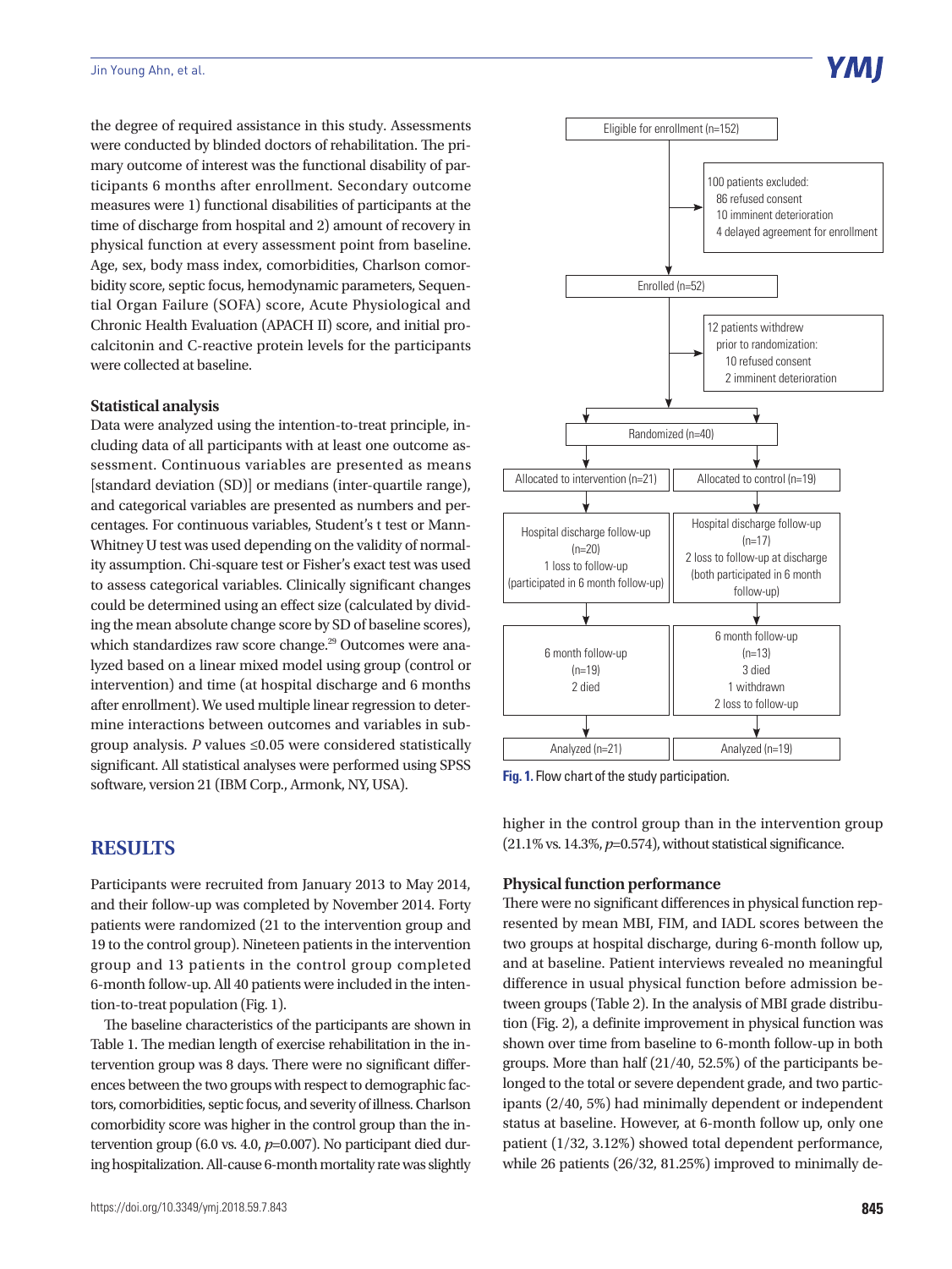the degree of required assistance in this study. Assessments were conducted by blinded doctors of rehabilitation. The primary outcome of interest was the functional disability of participants 6 months after enrollment. Secondary outcome measures were 1) functional disabilities of participants at the time of discharge from hospital and 2) amount of recovery in physical function at every assessment point from baseline. Age, sex, body mass index, comorbidities, Charlson comorbidity score, septic focus, hemodynamic parameters, Sequential Organ Failure (SOFA) score, Acute Physiological and Chronic Health Evaluation (APACH II) score, and initial procalcitonin and C-reactive protein levels for the participants were collected at baseline.

### Statistical analysis

Data were analyzed using the intention-to-treat principle, including data of all participants with at least one outcome assessment. Continuous variables are presented as means [standard deviation (SD)] or medians (inter-quartile range), and categorical variables are presented as numbers and percentages. For continuous variables, Student's t test or Mann-Whitney U test was used depending on the validity of normality assumption. Chi-square test or Fisher's exact test was used to assess categorical variables. Clinically significant changes could be determined using an effect size (calculated by dividing the mean absolute change score by SD of baseline scores), which standardizes raw score change.[29] Outcomes were analyzed based on a linear mixed model using group (control or intervention) and time (at hospital discharge and 6 months after enrollment). We used multiple linear regression to determine interactions between outcomes and variables in subgroup analysis. *P* values ≤0.05 were considered statistically significant. All statistical analyses were performed using SPSS software, version 21 (IBM Corp., Armonk, NY, USA).

## RESULTS

Participants were recruited from January 2013 to May 2014, and their follow-up was completed by November 2014. Forty patients were randomized (21 to the intervention group and 19 to the control group). Nineteen patients in the intervention group and 13 patients in the control group completed 6-month follow-up. All 40 patients were included in the intention-to-treat population (Fig. 1).

The baseline characteristics of the participants are shown in Table 1. The median length of exercise rehabilitation in the intervention group was 8 days. There were no significant differences between the two groups with respect to demographic factors, comorbidities, septic focus, and severity of illness. Charlson comorbidity score was higher in the control group than the intervention group (6.0 vs. 4.0, *p*=0.007). No participant died during hospitalization. All-cause 6-month mortality rate was slightly higher in the control group than in the intervention group (21.1% vs. 14.3%, *p*=0.574), without statistical significance.

Eligible for enrollment (n=152)

100 patients excluded:
- 86 refused consent
- 10 imminent deterioration
- 4 delayed agreement for enrollment

Enrolled (n=52)

12 patients withdrew prior to randomization:
- 10 refused consent
- 2 imminent deterioration

Randomized (n=40)

| Allocated to intervention (n=21) | Allocated to control (n=19) |
|---|---|
| Hospital discharge follow-up (n=20) 1 loss to follow-up (participated in 6 month follow-up) | Hospital discharge follow-up (n=17) 2 loss to follow-up at discharge (both participated in 6 month follow-up) |
| 6 month follow-up (n=19) 2 died | 6 month follow-up (n=13) 3 died 1 withdrawn 2 loss to follow-up |
| Analyzed (n=21) | Analyzed (n=19) |

**Fig. 1.** Flow chart of the study participation.

### Physical function performance

There were no significant differences in physical function represented by mean MBI, FIM, and IADL scores between the two groups at hospital discharge, during 6-month follow up, and at baseline. Patient interviews revealed no meaningful difference in usual physical function before admission between groups (Table 2). In the analysis of MBI grade distribution (Fig. 2), a definite improvement in physical function was shown over time from baseline to 6-month follow-up in both groups. More than half (21/40, 52.5%) of the participants belonged to the total or severe dependent grade, and two participants (2/40, 5%) had minimally dependent or independent status at baseline. However, at 6-month follow up, only one patient (1/32, 3.12%) showed total dependent performance, while 26 patients (26/32, 81.25%) improved to minimally de-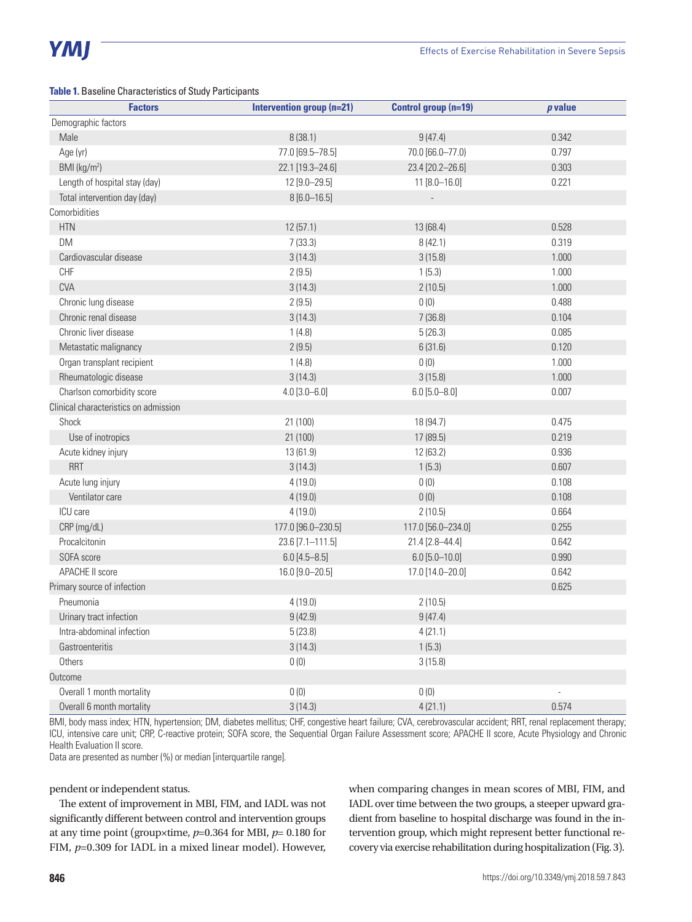**Table 1.** Baseline Characteristics of Study Participants

| Factors | Intervention group (n=21) | Control group (n=19) | *p* value |
|---|---|---|---|
| Demographic factors | | | |
| Male | 8 (38.1) | 9 (47.4) | 0.342 |
| Age (yr) | 77.0 [69.5–78.5] | 70.0 [66.0–77.0] | 0.797 |
| BMI (kg/m$^2$) | 22.1 [19.3–24.6] | 23.4 [20.2–26.6] | 0.303 |
| Length of hospital stay (day) | 12 [9.0–29.5] | 11 [8.0–16.0] | 0.221 |
| Total intervention day (day) | 8 [6.0–16.5] | - | |
| Comorbidities | | | |
| HTN | 12 (57.1) | 13 (68.4) | 0.528 |
| DM | 7 (33.3) | 8 (42.1) | 0.319 |
| Cardiovascular disease | 3 (14.3) | 3 (15.8) | 1.000 |
| CHF | 2 (9.5) | 1 (5.3) | 1.000 |
| CVA | 3 (14.3) | 2 (10.5) | 1.000 |
| Chronic lung disease | 2 (9.5) | 0 (0) | 0.488 |
| Chronic renal disease | 3 (14.3) | 7 (36.8) | 0.104 |
| Chronic liver disease | 1 (4.8) | 5 (26.3) | 0.085 |
| Metastatic malignancy | 2 (9.5) | 6 (31.6) | 0.120 |
| Organ transplant recipient | 1 (4.8) | 0 (0) | 1.000 |
| Rheumatologic disease | 3 (14.3) | 3 (15.8) | 1.000 |
| Charlson comorbidity score | 4.0 [3.0–6.0] | 6.0 [5.0–8.0] | 0.007 |
| Clinical characteristics on admission | | | |
| Shock | 21 (100) | 18 (94.7) | 0.475 |
| Use of inotropics | 21 (100) | 17 (89.5) | 0.219 |
| Acute kidney injury | 13 (61.9) | 12 (63.2) | 0.936 |
| RRT | 3 (14.3) | 1 (5.3) | 0.607 |
| Acute lung injury | 4 (19.0) | 0 (0) | 0.108 |
| Ventilator care | 4 (19.0) | 0 (0) | 0.108 |
| ICU care | 4 (19.0) | 2 (10.5) | 0.664 |
| CRP (mg/dL) | 177.0 [96.0–230.5] | 117.0 [56.0–234.0] | 0.255 |
| Procalcitonin | 23.6 [7.1–111.5] | 21.4 [2.8–44.4] | 0.642 |
| SOFA score | 6.0 [4.5–8.5] | 6.0 [5.0–10.0] | 0.990 |
| APACHE II score | 16.0 [9.0–20.5] | 17.0 [14.0–20.0] | 0.642 |
| Primary source of infection | | | 0.625 |
| Pneumonia | 4 (19.0) | 2 (10.5) | |
| Urinary tract infection | 9 (42.9) | 9 (47.4) | |
| Intra-abdominal infection | 5 (23.8) | 4 (21.1) | |
| Gastroenteritis | 3 (14.3) | 1 (5.3) | |
| Others | 0 (0) | 3 (15.8) | |
| Outcome | | | |
| Overall 1 month mortality | 0 (0) | 0 (0) | - |
| Overall 6 month mortality | 3 (14.3) | 4 (21.1) | 0.574 |

BMI, body mass index; HTN, hypertension; DM, diabetes mellitus; CHF, congestive heart failure; CVA, cerebrovascular accident; RRT, renal replacement therapy; ICU, intensive care unit; CRP, C-reactive protein; SOFA score, the Sequential Organ Failure Assessment score; APACHE II score, Acute Physiology and Chronic Health Evaluation II score.
Data are presented as number (%) or median [interquartile range].

pendent or independent status.

The extent of improvement in MBI, FIM, and IADL was not significantly different between control and intervention groups at any time point (group×time, $p$=0.364 for MBI, $p$= 0.180 for FIM, $p$=0.309 for IADL in a mixed linear model). However, when comparing changes in mean scores of MBI, FIM, and IADL over time between the two groups, a steeper upward gradient from baseline to hospital discharge was found in the intervention group, which might represent better functional recovery via exercise rehabilitation during hospitalization (Fig. 3).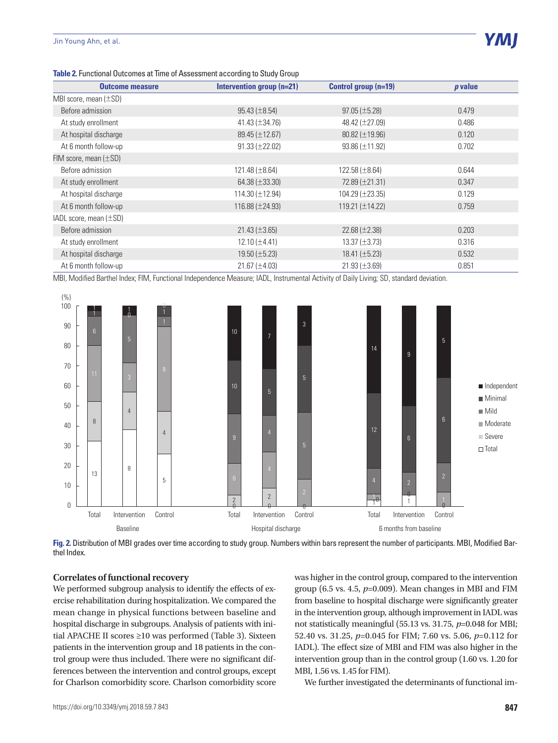**Table 2.** Functional Outcomes at Time of Assessment according to Study Group

| Outcome measure | Intervention group (n=21) | Control group (n=19) | *p* value |
|---|---|---|---|
| MBI score, mean (±SD) | | | |
| Before admission | 95.43 (±8.54) | 97.05 (±5.28) | 0.479 |
| At study enrollment | 41.43 (±34.76) | 48.42 (±27.09) | 0.486 |
| At hospital discharge | 89.45 (±12.67) | 80.82 (±19.96) | 0.120 |
| At 6 month follow-up | 91.33 (±22.02) | 93.86 (±11.92) | 0.702 |
| FIM score, mean (±SD) | | | |
| Before admission | 121.48 (±8.64) | 122.58 (±8.64) | 0.644 |
| At study enrollment | 64.38 (±33.30) | 72.89 (±21.31) | 0.347 |
| At hospital discharge | 114.30 (±12.94) | 104.29 (±23.35) | 0.129 |
| At 6 month follow-up | 116.88 (±24.93) | 119.21 (±14.22) | 0.759 |
| IADL score, mean (±SD) | | | |
| Before admission | 21.43 (±3.65) | 22.68 (±2.38) | 0.203 |
| At study enrollment | 12.10 (±4.41) | 13.37 (±3.73) | 0.316 |
| At hospital discharge | 19.50 (±5.23) | 18.41 (±5.23) | 0.532 |
| At 6 month follow-up | 21.67 (±4.03) | 21.93 (±3.69) | 0.851 |

MBI, Modified Barthel Index; FIM, Functional Independence Measure; IADL, Instrumental Activity of Daily Living; SD, standard deviation.

**Fig. 2.** Distribution of MBI grades over time according to study group. Numbers within bars represent the number of participants. MBI, Modified Barthel Index.

### Correlates of functional recovery

We performed subgroup analysis to identify the effects of exercise rehabilitation during hospitalization. We compared the mean change in physical functions between baseline and hospital discharge in subgroups. Analysis of patients with initial APACHE II scores ≥10 was performed (Table 3). Sixteen patients in the intervention group and 18 patients in the control group were thus included. There were no significant differences between the intervention and control groups, except for Charlson comorbidity score. Charlson comorbidity score was higher in the control group, compared to the intervention group (6.5 vs. 4.5, $p$=0.009). Mean changes in MBI and FIM from baseline to hospital discharge were significantly greater in the intervention group, although improvement in IADL was not statistically meaningful (55.13 vs. 31.75, $p$=0.048 for MBI; 52.40 vs. 31.25, $p$=0.045 for FIM; 7.60 vs. 5.06, $p$=0.112 for IADL). The effect size of MBI and FIM was also higher in the intervention group than in the control group (1.60 vs. 1.20 for MBI, 1.56 vs. 1.45 for FIM).

We further investigated the determinants of functional im-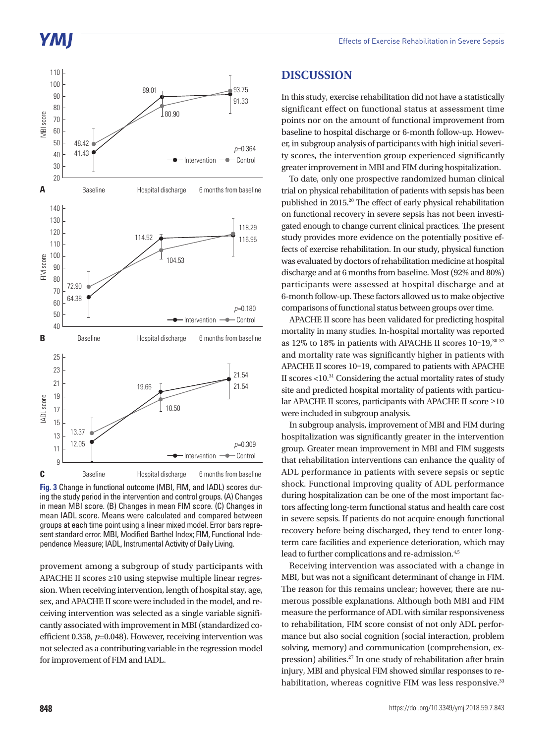Fig. 3 Change in functional outcome (MBI, FIM, and IADL) scores during the study period in the intervention and control groups. (A) Changes in mean MBI score. (B) Changes in mean FIM score. (C) Changes in mean IADL score. Means were calculated and compared between groups at each time point using a linear mixed model. Error bars represent standard error. MBI, Modified Barthel Index; FIM, Functional Independence Measure; IADL, Instrumental Activity of Daily Living.

provement among a subgroup of study participants with APACHE II scores ≥10 using stepwise multiple linear regression. When receiving intervention, length of hospital stay, age, sex, and APACHE II score were included in the model, and receiving intervention was selected as a single variable significantly associated with improvement in MBI (standardized coefficient 0.358, $p$=0.048). However, receiving intervention was not selected as a contributing variable in the regression model for improvement of FIM and IADL.

## DISCUSSION

In this study, exercise rehabilitation did not have a statistically significant effect on functional status at assessment time points nor on the amount of functional improvement from baseline to hospital discharge or 6-month follow-up. However, in subgroup analysis of participants with high initial severity scores, the intervention group experienced significantly greater improvement in MBI and FIM during hospitalization.

To date, only one prospective randomized human clinical trial on physical rehabilitation of patients with sepsis has been published in 2015.[20] The effect of early physical rehabilitation on functional recovery in severe sepsis has not been investigated enough to change current clinical practices. The present study provides more evidence on the potentially positive effects of exercise rehabilitation. In our study, physical function was evaluated by doctors of rehabilitation medicine at hospital discharge and at 6 months from baseline. Most (92% and 80%) participants were assessed at hospital discharge and at 6-month follow-up. These factors allowed us to make objective comparisons of functional status between groups over time.

APACHE II score has been validated for predicting hospital mortality in many studies. In-hospital mortality was reported as 12% to 18% in patients with APACHE II scores 10–19,[30-32] and mortality rate was significantly higher in patients with APACHE II scores 10–19, compared to patients with APACHE II scores <10.[31] Considering the actual mortality rates of study site and predicted hospital mortality of patients with particular APACHE II scores, participants with APACHE II score ≥10 were included in subgroup analysis.

In subgroup analysis, improvement of MBI and FIM during hospitalization was significantly greater in the intervention group. Greater mean improvement in MBI and FIM suggests that rehabilitation interventions can enhance the quality of ADL performance in patients with severe sepsis or septic shock. Functional improving quality of ADL performance during hospitalization can be one of the most important factors affecting long-term functional status and health care cost in severe sepsis. If patients do not acquire enough functional recovery before being discharged, they tend to enter long-term care facilities and experience deterioration, which may lead to further complications and re-admission.[4,5]

Receiving intervention was associated with a change in MBI, but was not a significant determinant of change in FIM. The reason for this remains unclear; however, there are numerous possible explanations. Although both MBI and FIM measure the performance of ADL with similar responsiveness to rehabilitation, FIM score consist of not only ADL performance but also social cognition (social interaction, problem solving, memory) and communication (comprehension, expression) abilities.[27] In one study of rehabilitation after brain injury, MBI and physical FIM showed similar responses to rehabilitation, whereas cognitive FIM was less responsive.[33]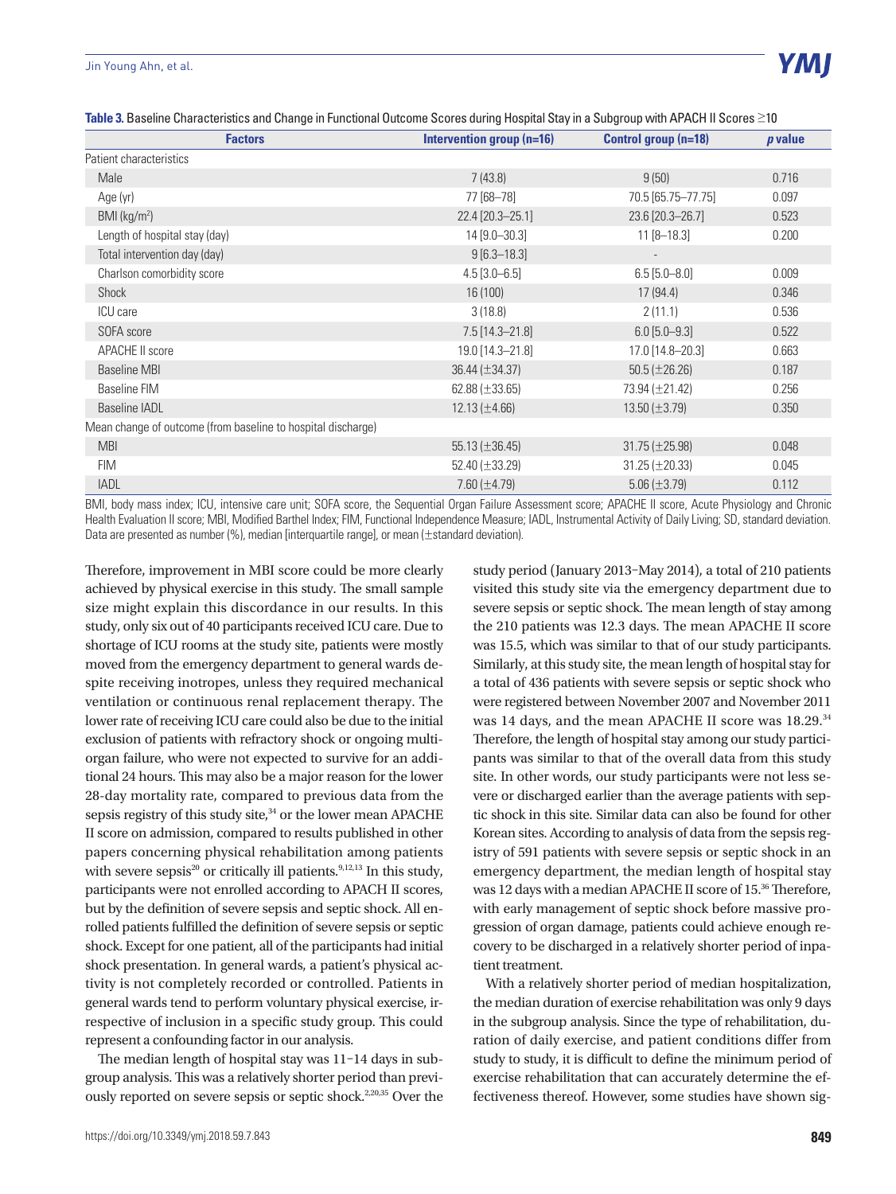**Table 3.** Baseline Characteristics and Change in Functional Outcome Scores during Hospital Stay in a Subgroup with APACH II Scores ≥10

| Factors | Intervention group (n=16) | Control group (n=18) | *p* value |
|---|---|---|---|
| Patient characteristics | | | |
| Male | 7 (43.8) | 9 (50) | 0.716 |
| Age (yr) | 77 [68–78] | 70.5 [65.75–77.75] | 0.097 |
| BMI (kg/m²) | 22.4 [20.3–25.1] | 23.6 [20.3–26.7] | 0.523 |
| Length of hospital stay (day) | 14 [9.0–30.3] | 11 [8–18.3] | 0.200 |
| Total intervention day (day) | 9 [6.3–18.3] | - | |
| Charlson comorbidity score | 4.5 [3.0–6.5] | 6.5 [5.0–8.0] | 0.009 |
| Shock | 16 (100) | 17 (94.4) | 0.346 |
| ICU care | 3 (18.8) | 2 (11.1) | 0.536 |
| SOFA score | 7.5 [14.3–21.8] | 6.0 [5.0–9.3] | 0.522 |
| APACHE II score | 19.0 [14.3–21.8] | 17.0 [14.8–20.3] | 0.663 |
| Baseline MBI | 36.44 (±34.37) | 50.5 (±26.26) | 0.187 |
| Baseline FIM | 62.88 (±33.65) | 73.94 (±21.42) | 0.256 |
| Baseline IADL | 12.13 (±4.66) | 13.50 (±3.79) | 0.350 |
| Mean change of outcome (from baseline to hospital discharge) | | | |
| MBI | 55.13 (±36.45) | 31.75 (±25.98) | 0.048 |
| FIM | 52.40 (±33.29) | 31.25 (±20.33) | 0.045 |
| IADL | 7.60 (±4.79) | 5.06 (±3.79) | 0.112 |

BMI, body mass index; ICU, intensive care unit; SOFA score, the Sequential Organ Failure Assessment score; APACHE II score, Acute Physiology and Chronic Health Evaluation II score; MBI, Modified Barthel Index; FIM, Functional Independence Measure; IADL, Instrumental Activity of Daily Living; SD, standard deviation. Data are presented as number (%), median [interquartile range], or mean (±standard deviation).

Therefore, improvement in MBI score could be more clearly achieved by physical exercise in this study. The small sample size might explain this discordance in our results. In this study, only six out of 40 participants received ICU care. Due to shortage of ICU rooms at the study site, patients were mostly moved from the emergency department to general wards despite receiving inotropes, unless they required mechanical ventilation or continuous renal replacement therapy. The lower rate of receiving ICU care could also be due to the initial exclusion of patients with refractory shock or ongoing multi-organ failure, who were not expected to survive for an additional 24 hours. This may also be a major reason for the lower 28-day mortality rate, compared to previous data from the sepsis registry of this study site,[34] or the lower mean APACHE II score on admission, compared to results published in other papers concerning physical rehabilitation among patients with severe sepsis[20] or critically ill patients.[9,12,13] In this study, participants were not enrolled according to APACH II scores, but by the definition of severe sepsis and septic shock. All enrolled patients fulfilled the definition of severe sepsis or septic shock. Except for one patient, all of the participants had initial shock presentation. In general wards, a patient's physical activity is not completely recorded or controlled. Patients in general wards tend to perform voluntary physical exercise, irrespective of inclusion in a specific study group. This could represent a confounding factor in our analysis.

The median length of hospital stay was 11–14 days in subgroup analysis. This was a relatively shorter period than previously reported on severe sepsis or septic shock.[2,20,35] Over the study period (January 2013–May 2014), a total of 210 patients visited this study site via the emergency department due to severe sepsis or septic shock. The mean length of stay among the 210 patients was 12.3 days. The mean APACHE II score was 15.5, which was similar to that of our study participants. Similarly, at this study site, the mean length of hospital stay for a total of 436 patients with severe sepsis or septic shock who were registered between November 2007 and November 2011 was 14 days, and the mean APACHE II score was 18.29.[34] Therefore, the length of hospital stay among our study participants was similar to that of the overall data from this study site. In other words, our study participants were not less severe or discharged earlier than the average patients with septic shock in this site. Similar data can also be found for other Korean sites. According to analysis of data from the sepsis registry of 591 patients with severe sepsis or septic shock in an emergency department, the median length of hospital stay was 12 days with a median APACHE II score of 15.[36] Therefore, with early management of septic shock before massive progression of organ damage, patients could achieve enough recovery to be discharged in a relatively shorter period of inpatient treatment.

With a relatively shorter period of median hospitalization, the median duration of exercise rehabilitation was only 9 days in the subgroup analysis. Since the type of rehabilitation, duration of daily exercise, and patient conditions differ from study to study, it is difficult to define the minimum period of exercise rehabilitation that can accurately determine the effectiveness thereof. However, some studies have shown sig-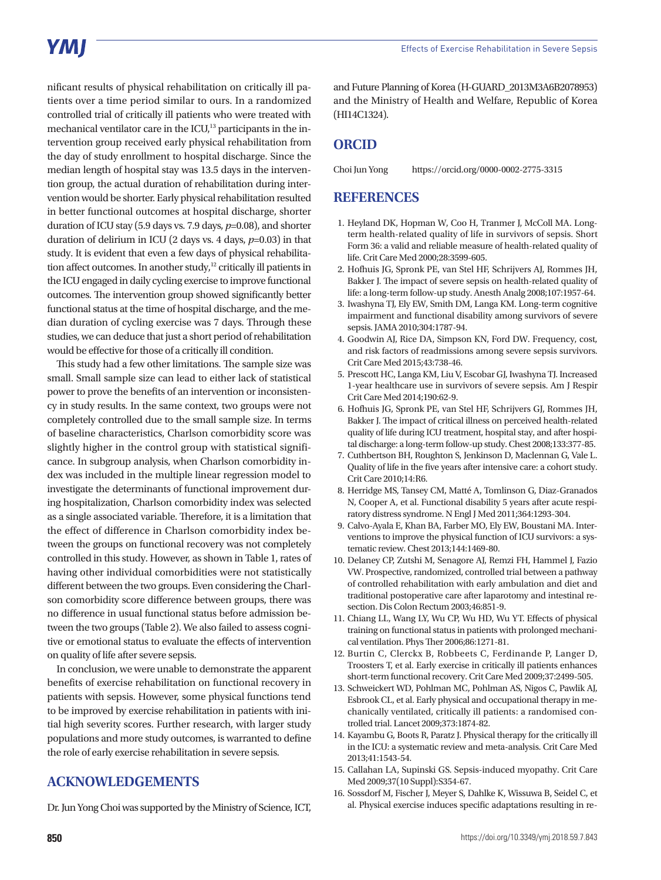nificant results of physical rehabilitation on critically ill patients over a time period similar to ours. In a randomized controlled trial of critically ill patients who were treated with mechanical ventilator care in the ICU,[13] participants in the intervention group received early physical rehabilitation from the day of study enrollment to hospital discharge. Since the median length of hospital stay was 13.5 days in the intervention group, the actual duration of rehabilitation during intervention would be shorter. Early physical rehabilitation resulted in better functional outcomes at hospital discharge, shorter duration of ICU stay (5.9 days vs. 7.9 days, $p$=0.08), and shorter duration of delirium in ICU (2 days vs. 4 days, $p$=0.03) in that study. It is evident that even a few days of physical rehabilitation affect outcomes. In another study,[12] critically ill patients in the ICU engaged in daily cycling exercise to improve functional outcomes. The intervention group showed significantly better functional status at the time of hospital discharge, and the median duration of cycling exercise was 7 days. Through these studies, we can deduce that just a short period of rehabilitation would be effective for those of a critically ill condition.

This study had a few other limitations. The sample size was small. Small sample size can lead to either lack of statistical power to prove the benefits of an intervention or inconsistency in study results. In the same context, two groups were not completely controlled due to the small sample size. In terms of baseline characteristics, Charlson comorbidity score was slightly higher in the control group with statistical significance. In subgroup analysis, when Charlson comorbidity index was included in the multiple linear regression model to investigate the determinants of functional improvement during hospitalization, Charlson comorbidity index was selected as a single associated variable. Therefore, it is a limitation that the effect of difference in Charlson comorbidity index between the groups on functional recovery was not completely controlled in this study. However, as shown in Table 1, rates of having other individual comorbidities were not statistically different between the two groups. Even considering the Charlson comorbidity score difference between groups, there was no difference in usual functional status before admission between the two groups (Table 2). We also failed to assess cognitive or emotional status to evaluate the effects of intervention on quality of life after severe sepsis.

In conclusion, we were unable to demonstrate the apparent benefits of exercise rehabilitation on functional recovery in patients with sepsis. However, some physical functions tend to be improved by exercise rehabilitation in patients with initial high severity scores. Further research, with larger study populations and more study outcomes, is warranted to define the role of early exercise rehabilitation in severe sepsis.

## ACKNOWLEDGEMENTS

Dr. Jun Yong Choi was supported by the Ministry of Science, ICT, and Future Planning of Korea (H-GUARD_2013M3A6B2078953) and the Ministry of Health and Welfare, Republic of Korea (HI14C1324).

## ORCID

Choi Jun Yong https://orcid.org/0000-0002-2775-3315

## REFERENCES

1. Heyland DK, Hopman W, Coo H, Tranmer J, McColl MA. Long-term health-related quality of life in survivors of sepsis. Short Form 36: a valid and reliable measure of health-related quality of life. Crit Care Med 2000;28:3599-605.
2. Hofhuis JG, Spronk PE, van Stel HF, Schrijvers AJ, Rommes JH, Bakker J. The impact of severe sepsis on health-related quality of life: a long-term follow-up study. Anesth Analg 2008;107:1957-64.
3. Iwashyna TJ, Ely EW, Smith DM, Langa KM. Long-term cognitive impairment and functional disability among survivors of severe sepsis. JAMA 2010;304:1787-94.
4. Goodwin AJ, Rice DA, Simpson KN, Ford DW. Frequency, cost, and risk factors of readmissions among severe sepsis survivors. Crit Care Med 2015;43:738-46.
5. Prescott HC, Langa KM, Liu V, Escobar GJ, Iwashyna TJ. Increased 1-year healthcare use in survivors of severe sepsis. Am J Respir Crit Care Med 2014;190:62-9.
6. Hofhuis JG, Spronk PE, van Stel HF, Schrijvers GJ, Rommes JH, Bakker J. The impact of critical illness on perceived health-related quality of life during ICU treatment, hospital stay, and after hospital discharge: a long-term follow-up study. Chest 2008;133:377-85.
7. Cuthbertson BH, Roughton S, Jenkinson D, Maclennan G, Vale L. Quality of life in the five years after intensive care: a cohort study. Crit Care 2010;14:R6.
8. Herridge MS, Tansey CM, Matté A, Tomlinson G, Diaz-Granados N, Cooper A, et al. Functional disability 5 years after acute respiratory distress syndrome. N Engl J Med 2011;364:1293-304.
9. Calvo-Ayala E, Khan BA, Farber MO, Ely EW, Boustani MA. Interventions to improve the physical function of ICU survivors: a systematic review. Chest 2013;144:1469-80.
10. Delaney CP, Zutshi M, Senagore AJ, Remzi FH, Hammel J, Fazio VW. Prospective, randomized, controlled trial between a pathway of controlled rehabilitation with early ambulation and diet and traditional postoperative care after laparotomy and intestinal resection. Dis Colon Rectum 2003;46:851-9.
11. Chiang LL, Wang LY, Wu CP, Wu HD, Wu YT. Effects of physical training on functional status in patients with prolonged mechanical ventilation. Phys Ther 2006;86:1271-81.
12. Burtin C, Clerckx B, Robbeets C, Ferdinande P, Langer D, Troosters T, et al. Early exercise in critically ill patients enhances short-term functional recovery. Crit Care Med 2009;37:2499-505.
13. Schweickert WD, Pohlman MC, Pohlman AS, Nigos C, Pawlik AJ, Esbrook CL, et al. Early physical and occupational therapy in mechanically ventilated, critically ill patients: a randomised controlled trial. Lancet 2009;373:1874-82.
14. Kayambu G, Boots R, Paratz J. Physical therapy for the critically ill in the ICU: a systematic review and meta-analysis. Crit Care Med 2013;41:1543-54.
15. Callahan LA, Supinski GS. Sepsis-induced myopathy. Crit Care Med 2009;37(10 Suppl):S354-67.
16. Sossdorf M, Fischer J, Meyer S, Dahlke K, Wissuwa B, Seidel C, et al. Physical exercise induces specific adaptations resulting in re-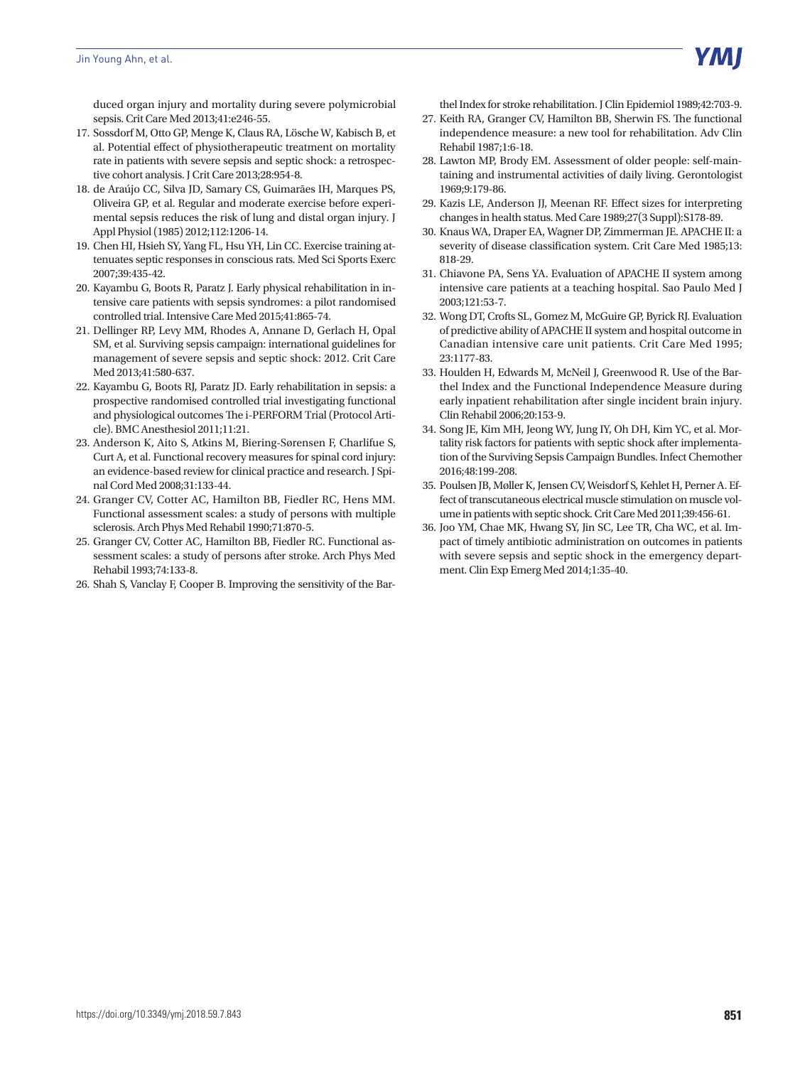duced organ injury and mortality during severe polymicrobial sepsis. Crit Care Med 2013;41:e246-55.

17. Sossdorf M, Otto GP, Menge K, Claus RA, Lösche W, Kabisch B, et al. Potential effect of physiotherapeutic treatment on mortality rate in patients with severe sepsis and septic shock: a retrospective cohort analysis. J Crit Care 2013;28:954-8.
18. de Araújo CC, Silva JD, Samary CS, Guimarães IH, Marques PS, Oliveira GP, et al. Regular and moderate exercise before experimental sepsis reduces the risk of lung and distal organ injury. J Appl Physiol (1985) 2012;112:1206-14.
19. Chen HI, Hsieh SY, Yang FL, Hsu YH, Lin CC. Exercise training attenuates septic responses in conscious rats. Med Sci Sports Exerc 2007;39:435-42.
20. Kayambu G, Boots R, Paratz J. Early physical rehabilitation in intensive care patients with sepsis syndromes: a pilot randomised controlled trial. Intensive Care Med 2015;41:865-74.
21. Dellinger RP, Levy MM, Rhodes A, Annane D, Gerlach H, Opal SM, et al. Surviving sepsis campaign: international guidelines for management of severe sepsis and septic shock: 2012. Crit Care Med 2013;41:580-637.
22. Kayambu G, Boots RJ, Paratz JD. Early rehabilitation in sepsis: a prospective randomised controlled trial investigating functional and physiological outcomes The i-PERFORM Trial (Protocol Article). BMC Anesthesiol 2011;11:21.
23. Anderson K, Aito S, Atkins M, Biering-Sørensen F, Charlifue S, Curt A, et al. Functional recovery measures for spinal cord injury: an evidence-based review for clinical practice and research. J Spinal Cord Med 2008;31:133-44.
24. Granger CV, Cotter AC, Hamilton BB, Fiedler RC, Hens MM. Functional assessment scales: a study of persons with multiple sclerosis. Arch Phys Med Rehabil 1990;71:870-5.
25. Granger CV, Cotter AC, Hamilton BB, Fiedler RC. Functional assessment scales: a study of persons after stroke. Arch Phys Med Rehabil 1993;74:133-8.
26. Shah S, Vanclay F, Cooper B. Improving the sensitivity of the Barthel Index for stroke rehabilitation. J Clin Epidemiol 1989;42:703-9.
27. Keith RA, Granger CV, Hamilton BB, Sherwin FS. The functional independence measure: a new tool for rehabilitation. Adv Clin Rehabil 1987;1:6-18.
28. Lawton MP, Brody EM. Assessment of older people: self-maintaining and instrumental activities of daily living. Gerontologist 1969;9:179-86.
29. Kazis LE, Anderson JJ, Meenan RF. Effect sizes for interpreting changes in health status. Med Care 1989;27(3 Suppl):S178-89.
30. Knaus WA, Draper EA, Wagner DP, Zimmerman JE. APACHE II: a severity of disease classification system. Crit Care Med 1985;13:818-29.
31. Chiavone PA, Sens YA. Evaluation of APACHE II system among intensive care patients at a teaching hospital. Sao Paulo Med J 2003;121:53-7.
32. Wong DT, Crofts SL, Gomez M, McGuire GP, Byrick RJ. Evaluation of predictive ability of APACHE II system and hospital outcome in Canadian intensive care unit patients. Crit Care Med 1995;23:1177-83.
33. Houlden H, Edwards M, McNeil J, Greenwood R. Use of the Barthel Index and the Functional Independence Measure during early inpatient rehabilitation after single incident brain injury. Clin Rehabil 2006;20:153-9.
34. Song JE, Kim MH, Jeong WY, Jung IY, Oh DH, Kim YC, et al. Mortality risk factors for patients with septic shock after implementation of the Surviving Sepsis Campaign Bundles. Infect Chemother 2016;48:199-208.
35. Poulsen JB, Møller K, Jensen CV, Weisdorf S, Kehlet H, Perner A. Effect of transcutaneous electrical muscle stimulation on muscle volume in patients with septic shock. Crit Care Med 2011;39:456-61.
36. Joo YM, Chae MK, Hwang SY, Jin SC, Lee TR, Cha WC, et al. Impact of timely antibiotic administration on outcomes in patients with severe sepsis and septic shock in the emergency department. Clin Exp Emerg Med 2014;1:35-40.